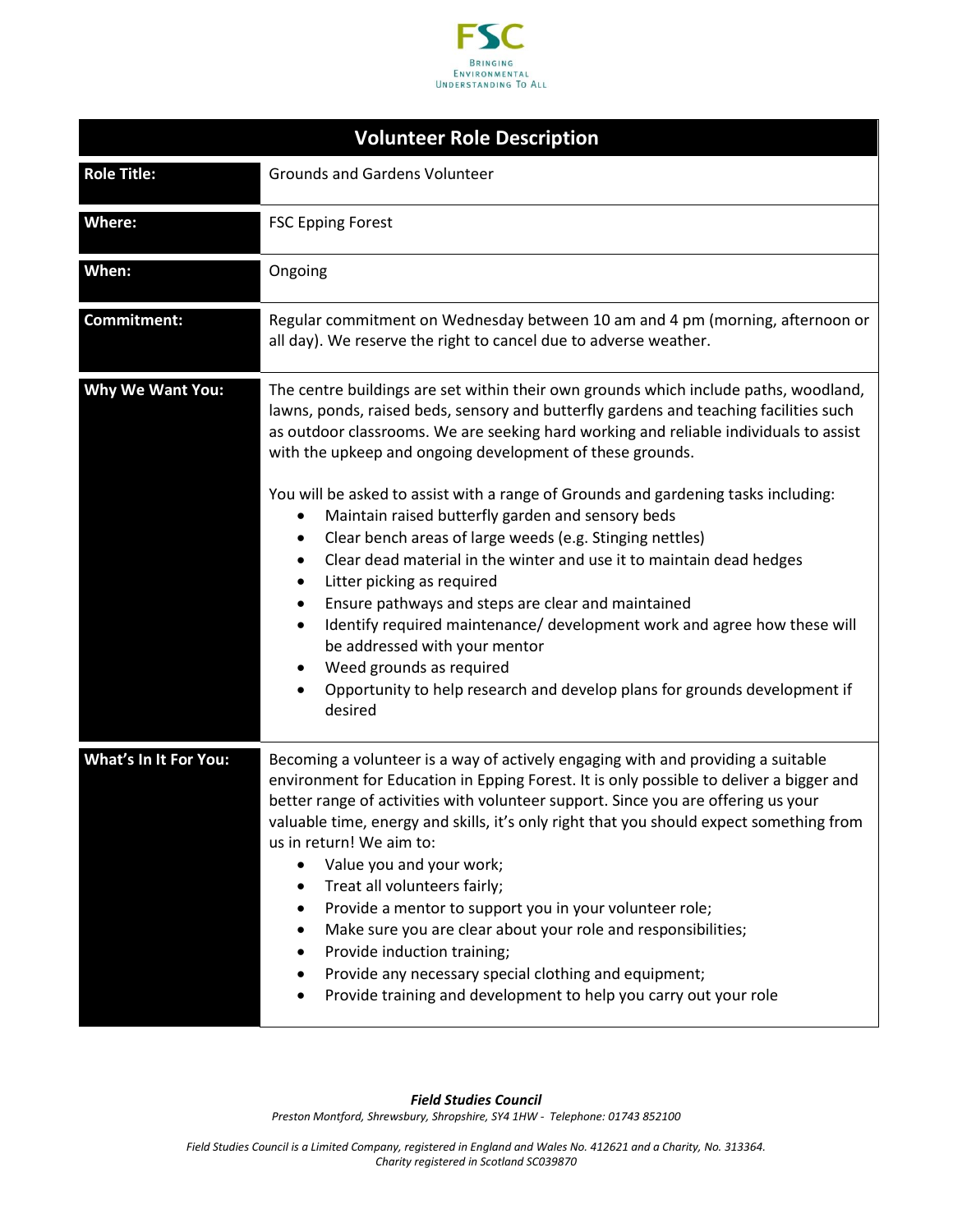FSC

Bringing Environmental Understanding To All

# Volunteer Role Description

| | |
|---|---|
| **Role Title:** | Grounds and Gardens Volunteer |
| **Where:** | FSC Epping Forest |
| **When:** | Ongoing |
| **Commitment:** | Regular commitment on Wednesday between 10 am and 4 pm (morning, afternoon or all day). We reserve the right to cancel due to adverse weather. |
| **Why We Want You:** | The centre buildings are set within their own grounds which include paths, woodland, lawns, ponds, raised beds, sensory and butterfly gardens and teaching facilities such as outdoor classrooms. We are seeking hard working and reliable individuals to assist with the upkeep and ongoing development of these grounds.<br><br>You will be asked to assist with a range of Grounds and gardening tasks including:<br>• Maintain raised butterfly garden and sensory beds<br>• Clear bench areas of large weeds (e.g. Stinging nettles)<br>• Clear dead material in the winter and use it to maintain dead hedges<br>• Litter picking as required<br>• Ensure pathways and steps are clear and maintained<br>• Identify required maintenance/ development work and agree how these will be addressed with your mentor<br>• Weed grounds as required<br>• Opportunity to help research and develop plans for grounds development if desired |
| **What's In It For You:** | Becoming a volunteer is a way of actively engaging with and providing a suitable environment for Education in Epping Forest. It is only possible to deliver a bigger and better range of activities with volunteer support. Since you are offering us your valuable time, energy and skills, it's only right that you should expect something from us in return! We aim to:<br>• Value you and your work;<br>• Treat all volunteers fairly;<br>• Provide a mentor to support you in your volunteer role;<br>• Make sure you are clear about your role and responsibilities;<br>• Provide induction training;<br>• Provide any necessary special clothing and equipment;<br>• Provide training and development to help you carry out your role |

***Field Studies Council***

*Preston Montford, Shrewsbury, Shropshire, SY4 1HW - Telephone: 01743 852100*

*Field Studies Council is a Limited Company, registered in England and Wales No. 412621 and a Charity, No. 313364. Charity registered in Scotland SC039870*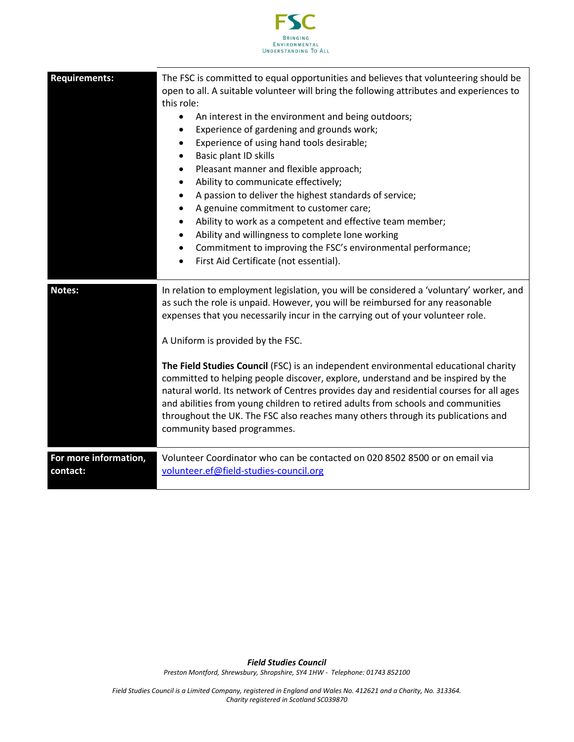| | |
|---|---|
| **Requirements:** | The FSC is committed to equal opportunities and believes that volunteering should be open to all. A suitable volunteer will bring the following attributes and experiences to this role:<br>• An interest in the environment and being outdoors;<br>• Experience of gardening and grounds work;<br>• Experience of using hand tools desirable;<br>• Basic plant ID skills<br>• Pleasant manner and flexible approach;<br>• Ability to communicate effectively;<br>• A passion to deliver the highest standards of service;<br>• A genuine commitment to customer care;<br>• Ability to work as a competent and effective team member;<br>• Ability and willingness to complete lone working<br>• Commitment to improving the FSC's environmental performance;<br>• First Aid Certificate (not essential). |
| **Notes:** | In relation to employment legislation, you will be considered a 'voluntary' worker, and as such the role is unpaid. However, you will be reimbursed for any reasonable expenses that you necessarily incur in the carrying out of your volunteer role.<br><br>A Uniform is provided by the FSC.<br><br>**The Field Studies Council** (FSC) is an independent environmental educational charity committed to helping people discover, explore, understand and be inspired by the natural world. Its network of Centres provides day and residential courses for all ages and abilities from young children to retired adults from schools and communities throughout the UK. The FSC also reaches many others through its publications and community based programmes. |
| **For more information, contact:** | Volunteer Coordinator who can be contacted on 020 8502 8500 or on email via volunteer.ef@field-studies-council.org |